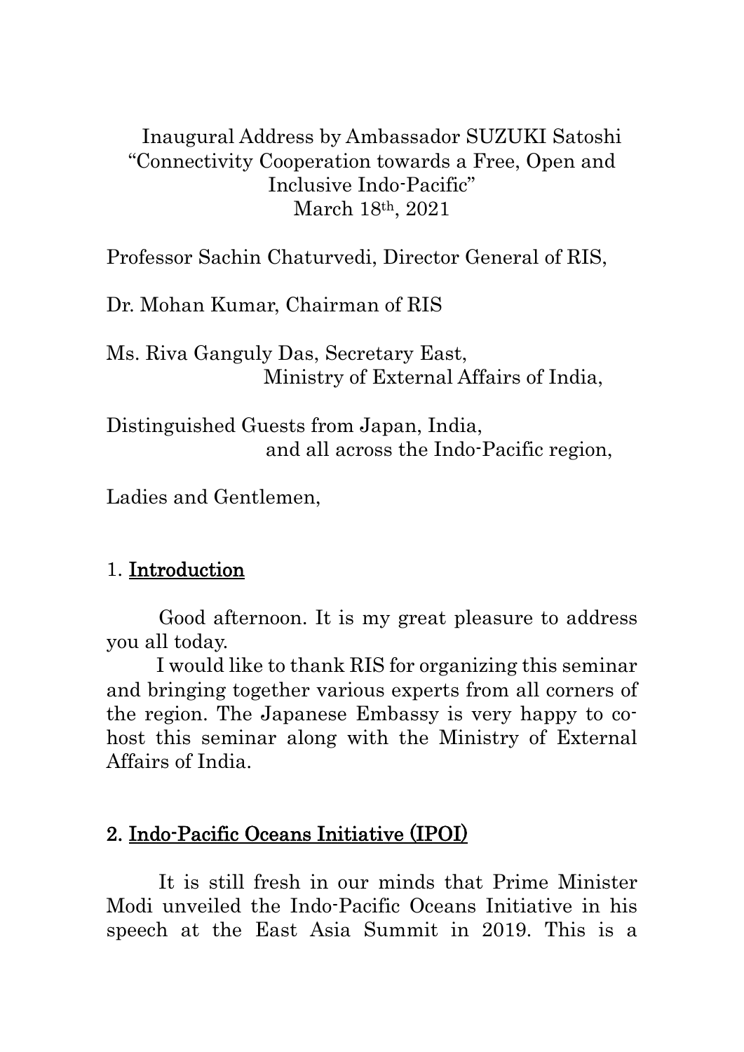# Inaugural Address by Ambassador SUZUKI Satoshi
## "Connectivity Cooperation towards a Free, Open and Inclusive Indo-Pacific"
March 18th, 2021

Professor Sachin Chaturvedi, Director General of RIS,

Dr. Mohan Kumar, Chairman of RIS

Ms. Riva Ganguly Das, Secretary East,
Ministry of External Affairs of India,

Distinguished Guests from Japan, India,
and all across the Indo-Pacific region,

Ladies and Gentlemen,

## 1. Introduction

Good afternoon. It is my great pleasure to address you all today.

I would like to thank RIS for organizing this seminar and bringing together various experts from all corners of the region. The Japanese Embassy is very happy to co-host this seminar along with the Ministry of External Affairs of India.

## 2. Indo-Pacific Oceans Initiative (IPOI)

It is still fresh in our minds that Prime Minister Modi unveiled the Indo-Pacific Oceans Initiative in his speech at the East Asia Summit in 2019. This is a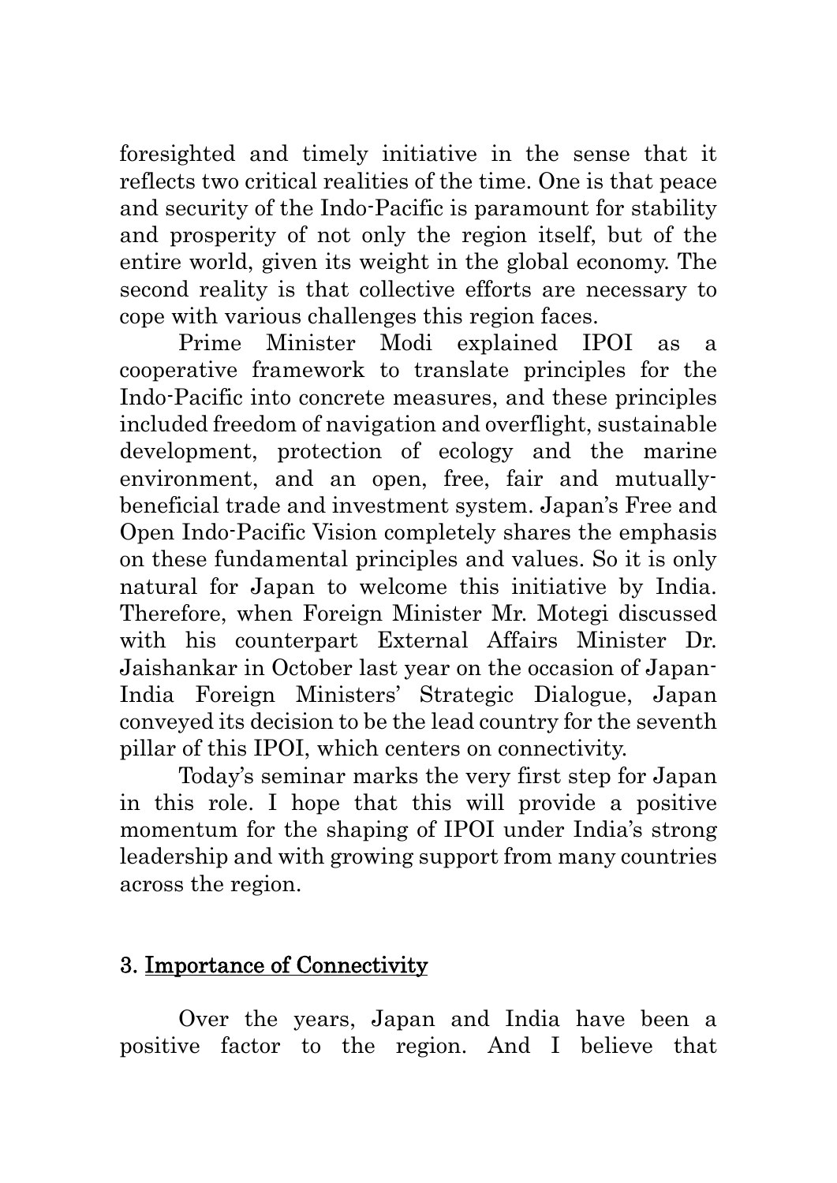foresighted and timely initiative in the sense that it reflects two critical realities of the time. One is that peace and security of the Indo-Pacific is paramount for stability and prosperity of not only the region itself, but of the entire world, given its weight in the global economy. The second reality is that collective efforts are necessary to cope with various challenges this region faces.

Prime Minister Modi explained IPOI as a cooperative framework to translate principles for the Indo-Pacific into concrete measures, and these principles included freedom of navigation and overflight, sustainable development, protection of ecology and the marine environment, and an open, free, fair and mutually-beneficial trade and investment system. Japan's Free and Open Indo-Pacific Vision completely shares the emphasis on these fundamental principles and values. So it is only natural for Japan to welcome this initiative by India. Therefore, when Foreign Minister Mr. Motegi discussed with his counterpart External Affairs Minister Dr. Jaishankar in October last year on the occasion of Japan-India Foreign Ministers' Strategic Dialogue, Japan conveyed its decision to be the lead country for the seventh pillar of this IPOI, which centers on connectivity.

Today's seminar marks the very first step for Japan in this role. I hope that this will provide a positive momentum for the shaping of IPOI under India's strong leadership and with growing support from many countries across the region.

## 3. Importance of Connectivity

Over the years, Japan and India have been a positive factor to the region. And I believe that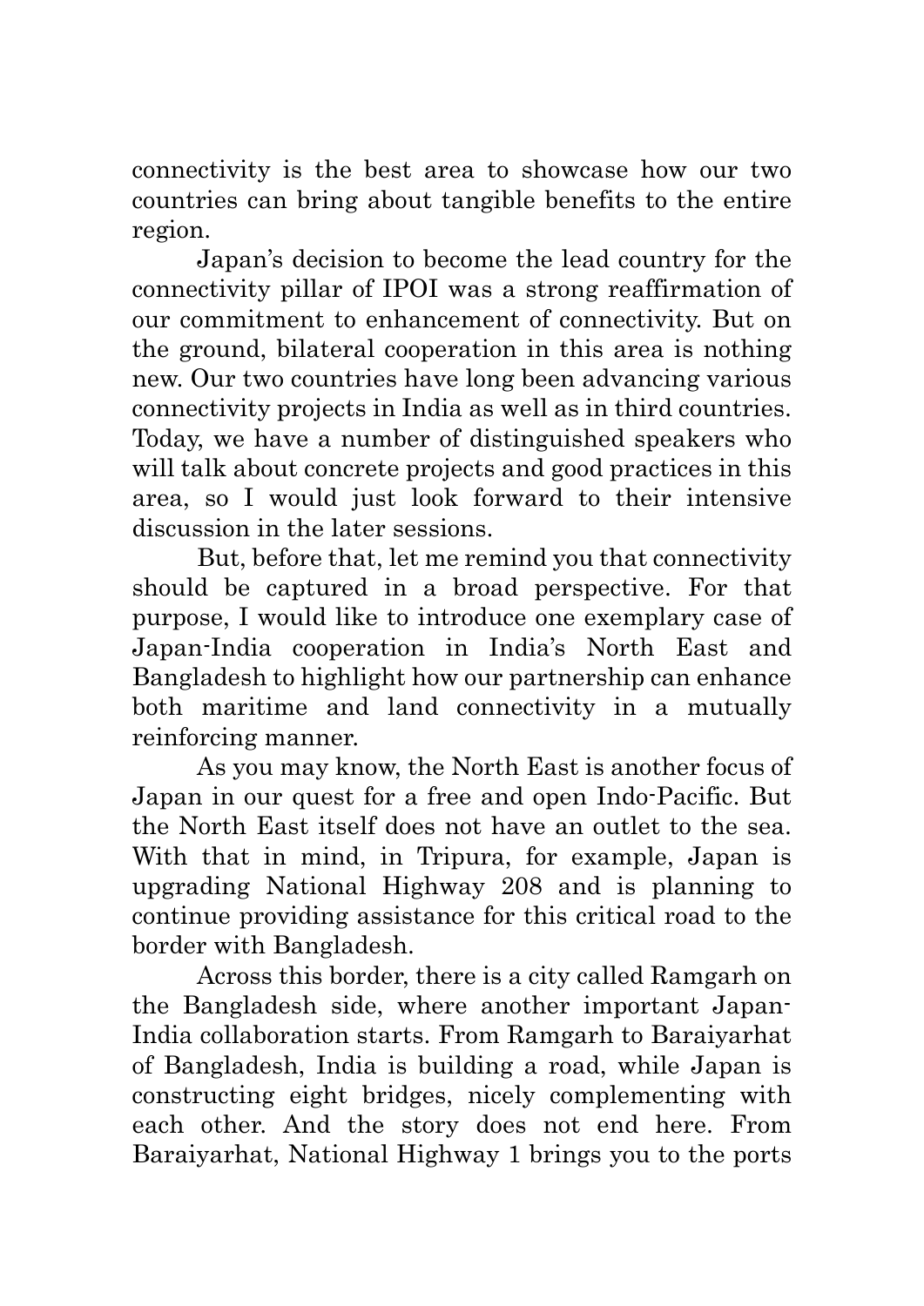connectivity is the best area to showcase how our two countries can bring about tangible benefits to the entire region.

Japan's decision to become the lead country for the connectivity pillar of IPOI was a strong reaffirmation of our commitment to enhancement of connectivity. But on the ground, bilateral cooperation in this area is nothing new. Our two countries have long been advancing various connectivity projects in India as well as in third countries. Today, we have a number of distinguished speakers who will talk about concrete projects and good practices in this area, so I would just look forward to their intensive discussion in the later sessions.

But, before that, let me remind you that connectivity should be captured in a broad perspective. For that purpose, I would like to introduce one exemplary case of Japan-India cooperation in India's North East and Bangladesh to highlight how our partnership can enhance both maritime and land connectivity in a mutually reinforcing manner.

As you may know, the North East is another focus of Japan in our quest for a free and open Indo-Pacific. But the North East itself does not have an outlet to the sea. With that in mind, in Tripura, for example, Japan is upgrading National Highway 208 and is planning to continue providing assistance for this critical road to the border with Bangladesh.

Across this border, there is a city called Ramgarh on the Bangladesh side, where another important Japan-India collaboration starts. From Ramgarh to Baraiyarhat of Bangladesh, India is building a road, while Japan is constructing eight bridges, nicely complementing with each other. And the story does not end here. From Baraiyarhat, National Highway 1 brings you to the ports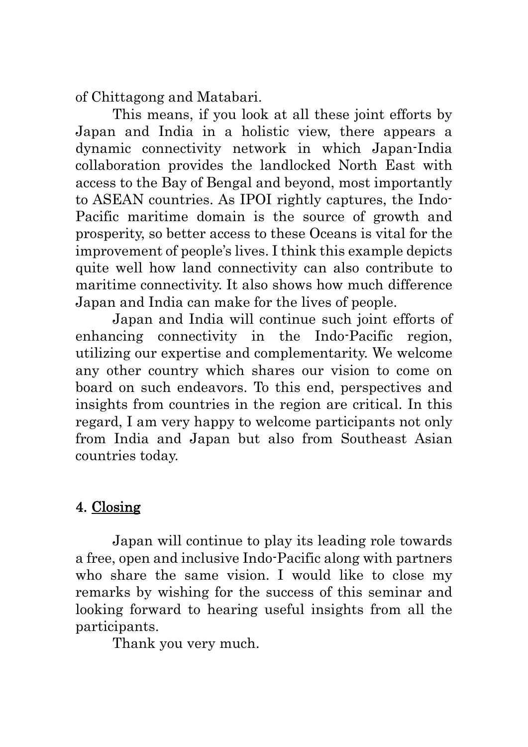of Chittagong and Matabari.

This means, if you look at all these joint efforts by Japan and India in a holistic view, there appears a dynamic connectivity network in which Japan-India collaboration provides the landlocked North East with access to the Bay of Bengal and beyond, most importantly to ASEAN countries. As IPOI rightly captures, the Indo-Pacific maritime domain is the source of growth and prosperity, so better access to these Oceans is vital for the improvement of people's lives. I think this example depicts quite well how land connectivity can also contribute to maritime connectivity. It also shows how much difference Japan and India can make for the lives of people.

Japan and India will continue such joint efforts of enhancing connectivity in the Indo-Pacific region, utilizing our expertise and complementarity. We welcome any other country which shares our vision to come on board on such endeavors. To this end, perspectives and insights from countries in the region are critical. In this regard, I am very happy to welcome participants not only from India and Japan but also from Southeast Asian countries today.

## 4. Closing

Japan will continue to play its leading role towards a free, open and inclusive Indo-Pacific along with partners who share the same vision. I would like to close my remarks by wishing for the success of this seminar and looking forward to hearing useful insights from all the participants.

Thank you very much.